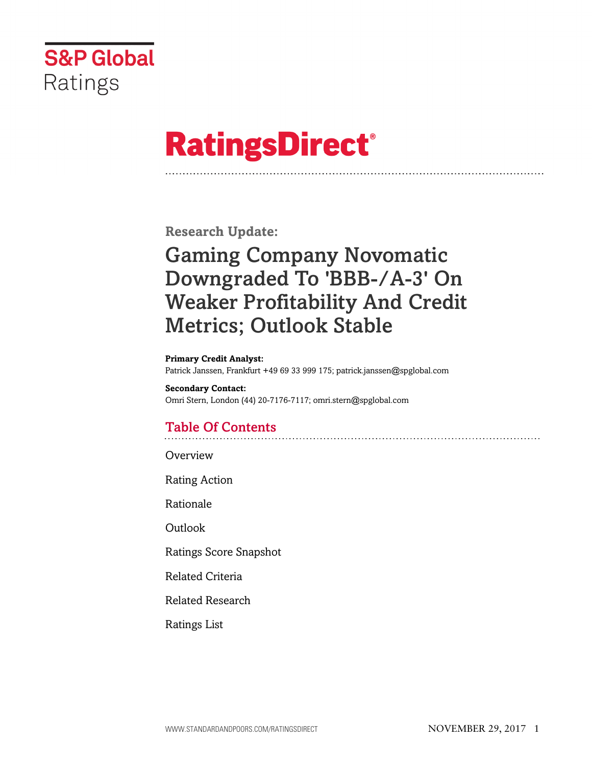S&P Global Ratings

# RatingsDirect®

**Research Update:**

# Gaming Company Novomatic Downgraded To 'BBB-/A-3' On Weaker Profitability And Credit Metrics; Outlook Stable

**Primary Credit Analyst:**
Patrick Janssen, Frankfurt +49 69 33 999 175; patrick.janssen@spglobal.com

**Secondary Contact:**
Omri Stern, London (44) 20-7176-7117; omri.stern@spglobal.com

## Table Of Contents

Overview

Rating Action

Rationale

Outlook

Ratings Score Snapshot

Related Criteria

Related Research

Ratings List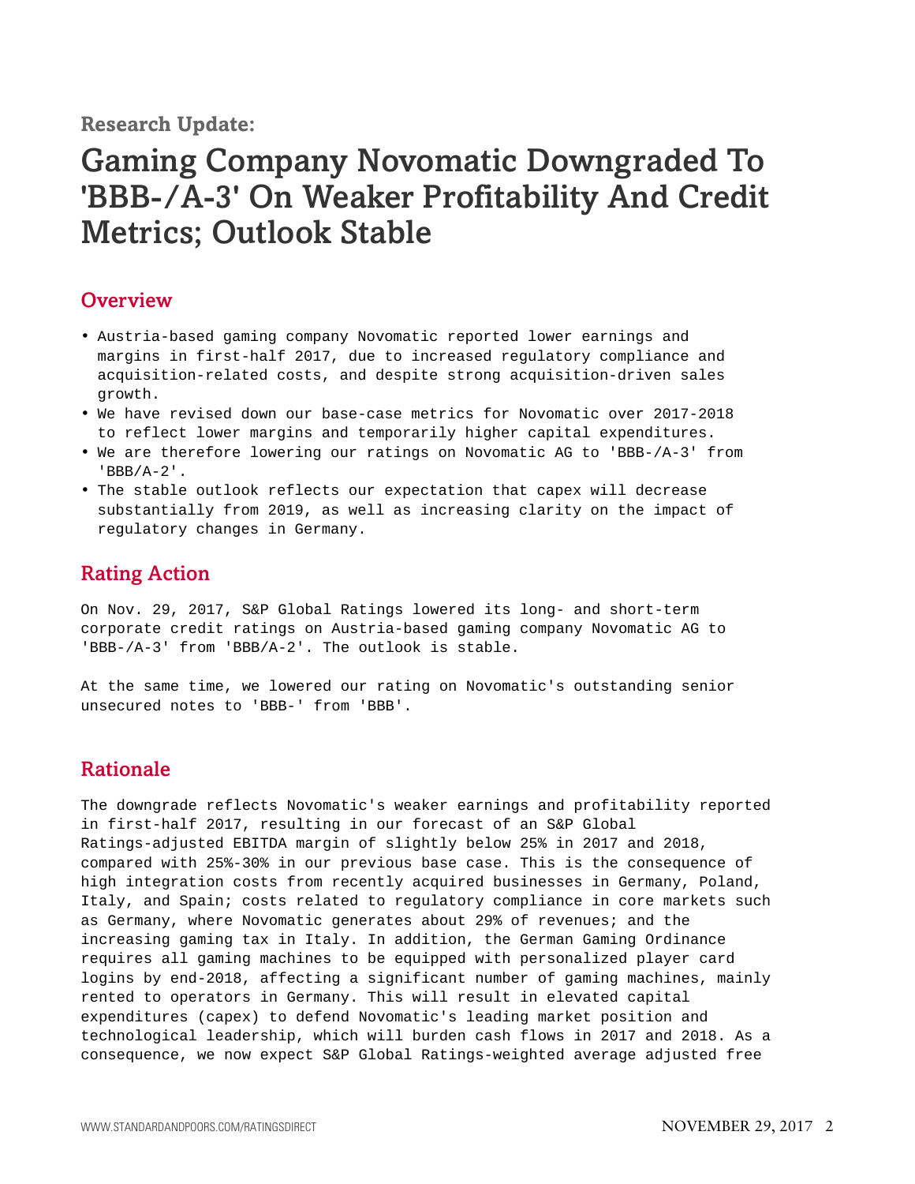**Research Update:**

# Gaming Company Novomatic Downgraded To 'BBB-/A-3' On Weaker Profitability And Credit Metrics; Outlook Stable

## Overview

- Austria-based gaming company Novomatic reported lower earnings and margins in first-half 2017, due to increased regulatory compliance and acquisition-related costs, and despite strong acquisition-driven sales growth.
- We have revised down our base-case metrics for Novomatic over 2017-2018 to reflect lower margins and temporarily higher capital expenditures.
- We are therefore lowering our ratings on Novomatic AG to 'BBB-/A-3' from 'BBB/A-2'.
- The stable outlook reflects our expectation that capex will decrease substantially from 2019, as well as increasing clarity on the impact of regulatory changes in Germany.

## Rating Action

On Nov. 29, 2017, S&P Global Ratings lowered its long- and short-term corporate credit ratings on Austria-based gaming company Novomatic AG to 'BBB-/A-3' from 'BBB/A-2'. The outlook is stable.

At the same time, we lowered our rating on Novomatic's outstanding senior unsecured notes to 'BBB-' from 'BBB'.

## Rationale

The downgrade reflects Novomatic's weaker earnings and profitability reported in first-half 2017, resulting in our forecast of an S&P Global Ratings-adjusted EBITDA margin of slightly below 25% in 2017 and 2018, compared with 25%-30% in our previous base case. This is the consequence of high integration costs from recently acquired businesses in Germany, Poland, Italy, and Spain; costs related to regulatory compliance in core markets such as Germany, where Novomatic generates about 29% of revenues; and the increasing gaming tax in Italy. In addition, the German Gaming Ordinance requires all gaming machines to be equipped with personalized player card logins by end-2018, affecting a significant number of gaming machines, mainly rented to operators in Germany. This will result in elevated capital expenditures (capex) to defend Novomatic's leading market position and technological leadership, which will burden cash flows in 2017 and 2018. As a consequence, we now expect S&P Global Ratings-weighted average adjusted free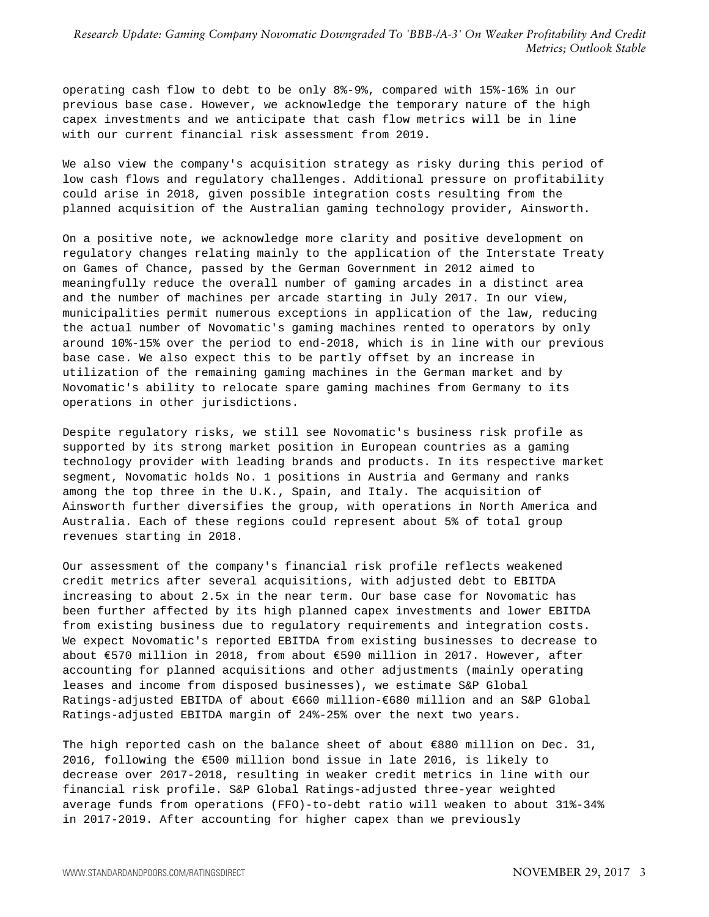operating cash flow to debt to be only 8%-9%, compared with 15%-16% in our previous base case. However, we acknowledge the temporary nature of the high capex investments and we anticipate that cash flow metrics will be in line with our current financial risk assessment from 2019.

We also view the company's acquisition strategy as risky during this period of low cash flows and regulatory challenges. Additional pressure on profitability could arise in 2018, given possible integration costs resulting from the planned acquisition of the Australian gaming technology provider, Ainsworth.

On a positive note, we acknowledge more clarity and positive development on regulatory changes relating mainly to the application of the Interstate Treaty on Games of Chance, passed by the German Government in 2012 aimed to meaningfully reduce the overall number of gaming arcades in a distinct area and the number of machines per arcade starting in July 2017. In our view, municipalities permit numerous exceptions in application of the law, reducing the actual number of Novomatic's gaming machines rented to operators by only around 10%-15% over the period to end-2018, which is in line with our previous base case. We also expect this to be partly offset by an increase in utilization of the remaining gaming machines in the German market and by Novomatic's ability to relocate spare gaming machines from Germany to its operations in other jurisdictions.

Despite regulatory risks, we still see Novomatic's business risk profile as supported by its strong market position in European countries as a gaming technology provider with leading brands and products. In its respective market segment, Novomatic holds No. 1 positions in Austria and Germany and ranks among the top three in the U.K., Spain, and Italy. The acquisition of Ainsworth further diversifies the group, with operations in North America and Australia. Each of these regions could represent about 5% of total group revenues starting in 2018.

Our assessment of the company's financial risk profile reflects weakened credit metrics after several acquisitions, with adjusted debt to EBITDA increasing to about 2.5x in the near term. Our base case for Novomatic has been further affected by its high planned capex investments and lower EBITDA from existing business due to regulatory requirements and integration costs. We expect Novomatic's reported EBITDA from existing businesses to decrease to about €570 million in 2018, from about €590 million in 2017. However, after accounting for planned acquisitions and other adjustments (mainly operating leases and income from disposed businesses), we estimate S&P Global Ratings-adjusted EBITDA of about €660 million-€680 million and an S&P Global Ratings-adjusted EBITDA margin of 24%-25% over the next two years.

The high reported cash on the balance sheet of about €880 million on Dec. 31, 2016, following the €500 million bond issue in late 2016, is likely to decrease over 2017-2018, resulting in weaker credit metrics in line with our financial risk profile. S&P Global Ratings-adjusted three-year weighted average funds from operations (FFO)-to-debt ratio will weaken to about 31%-34% in 2017-2019. After accounting for higher capex than we previously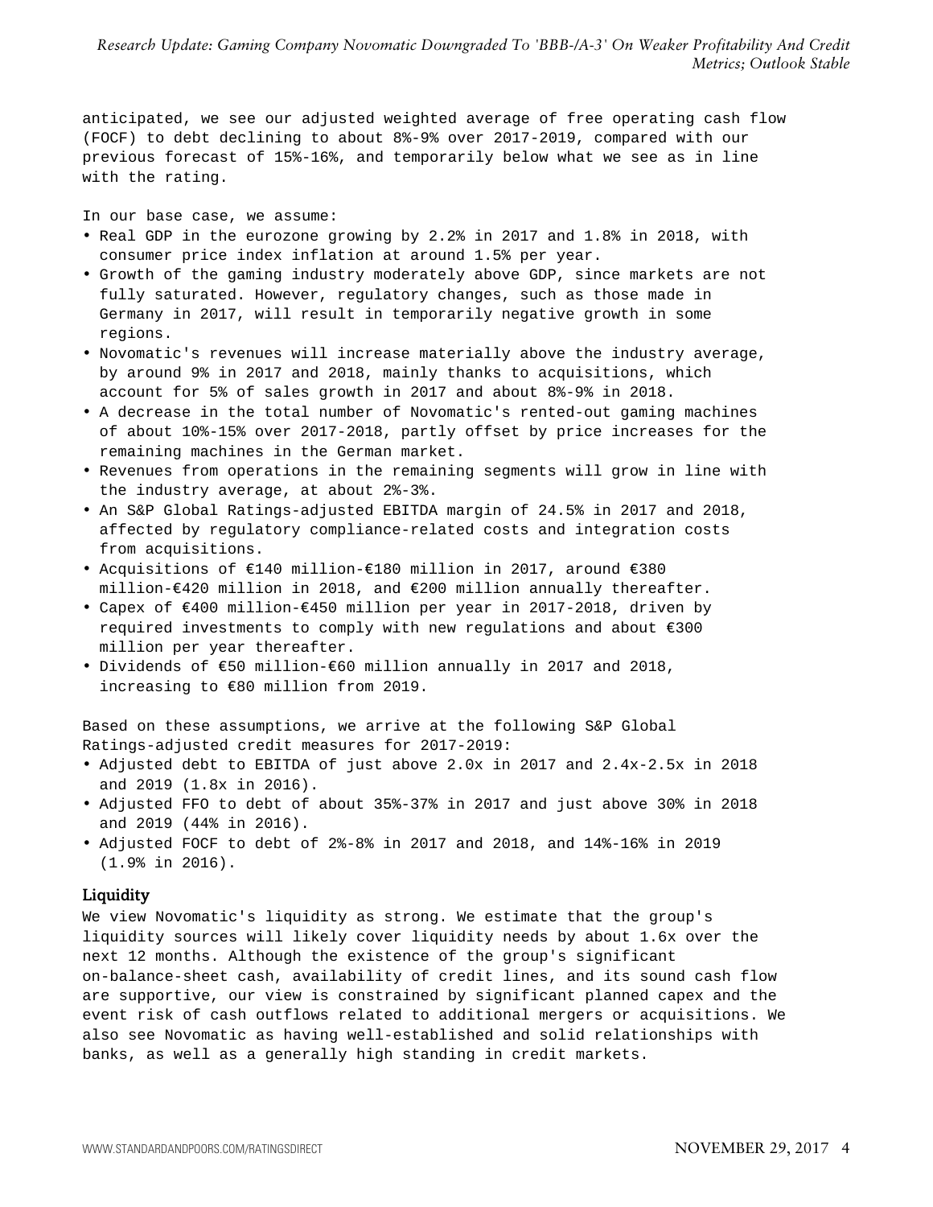anticipated, we see our adjusted weighted average of free operating cash flow (FOCF) to debt declining to about 8%-9% over 2017-2019, compared with our previous forecast of 15%-16%, and temporarily below what we see as in line with the rating.

In our base case, we assume:

- Real GDP in the eurozone growing by 2.2% in 2017 and 1.8% in 2018, with consumer price index inflation at around 1.5% per year.
- Growth of the gaming industry moderately above GDP, since markets are not fully saturated. However, regulatory changes, such as those made in Germany in 2017, will result in temporarily negative growth in some regions.
- Novomatic's revenues will increase materially above the industry average, by around 9% in 2017 and 2018, mainly thanks to acquisitions, which account for 5% of sales growth in 2017 and about 8%-9% in 2018.
- A decrease in the total number of Novomatic's rented-out gaming machines of about 10%-15% over 2017-2018, partly offset by price increases for the remaining machines in the German market.
- Revenues from operations in the remaining segments will grow in line with the industry average, at about 2%-3%.
- An S&P Global Ratings-adjusted EBITDA margin of 24.5% in 2017 and 2018, affected by regulatory compliance-related costs and integration costs from acquisitions.
- Acquisitions of €140 million-€180 million in 2017, around €380 million-€420 million in 2018, and €200 million annually thereafter.
- Capex of €400 million-€450 million per year in 2017-2018, driven by required investments to comply with new regulations and about €300 million per year thereafter.
- Dividends of €50 million-€60 million annually in 2017 and 2018, increasing to €80 million from 2019.

Based on these assumptions, we arrive at the following S&P Global Ratings-adjusted credit measures for 2017-2019:

- Adjusted debt to EBITDA of just above 2.0x in 2017 and 2.4x-2.5x in 2018 and 2019 (1.8x in 2016).
- Adjusted FFO to debt of about 35%-37% in 2017 and just above 30% in 2018 and 2019 (44% in 2016).
- Adjusted FOCF to debt of 2%-8% in 2017 and 2018, and 14%-16% in 2019 (1.9% in 2016).

## Liquidity

We view Novomatic's liquidity as strong. We estimate that the group's liquidity sources will likely cover liquidity needs by about 1.6x over the next 12 months. Although the existence of the group's significant on-balance-sheet cash, availability of credit lines, and its sound cash flow are supportive, our view is constrained by significant planned capex and the event risk of cash outflows related to additional mergers or acquisitions. We also see Novomatic as having well-established and solid relationships with banks, as well as a generally high standing in credit markets.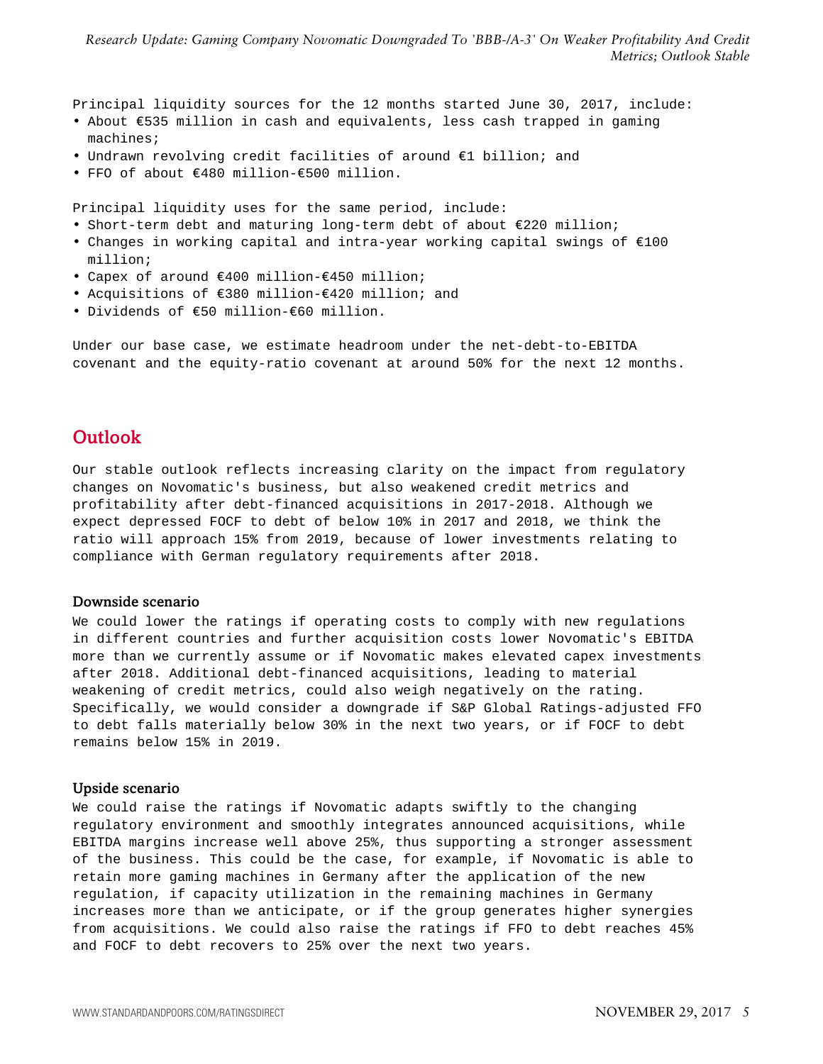Principal liquidity sources for the 12 months started June 30, 2017, include:

- About €535 million in cash and equivalents, less cash trapped in gaming machines;
- Undrawn revolving credit facilities of around €1 billion; and
- FFO of about €480 million-€500 million.

Principal liquidity uses for the same period, include:

- Short-term debt and maturing long-term debt of about €220 million;
- Changes in working capital and intra-year working capital swings of €100 million;
- Capex of around €400 million-€450 million;
- Acquisitions of €380 million-€420 million; and
- Dividends of €50 million-€60 million.

Under our base case, we estimate headroom under the net-debt-to-EBITDA covenant and the equity-ratio covenant at around 50% for the next 12 months.

## Outlook

Our stable outlook reflects increasing clarity on the impact from regulatory changes on Novomatic's business, but also weakened credit metrics and profitability after debt-financed acquisitions in 2017-2018. Although we expect depressed FOCF to debt of below 10% in 2017 and 2018, we think the ratio will approach 15% from 2019, because of lower investments relating to compliance with German regulatory requirements after 2018.

### Downside scenario

We could lower the ratings if operating costs to comply with new regulations in different countries and further acquisition costs lower Novomatic's EBITDA more than we currently assume or if Novomatic makes elevated capex investments after 2018. Additional debt-financed acquisitions, leading to material weakening of credit metrics, could also weigh negatively on the rating. Specifically, we would consider a downgrade if S&P Global Ratings-adjusted FFO to debt falls materially below 30% in the next two years, or if FOCF to debt remains below 15% in 2019.

### Upside scenario

We could raise the ratings if Novomatic adapts swiftly to the changing regulatory environment and smoothly integrates announced acquisitions, while EBITDA margins increase well above 25%, thus supporting a stronger assessment of the business. This could be the case, for example, if Novomatic is able to retain more gaming machines in Germany after the application of the new regulation, if capacity utilization in the remaining machines in Germany increases more than we anticipate, or if the group generates higher synergies from acquisitions. We could also raise the ratings if FFO to debt reaches 45% and FOCF to debt recovers to 25% over the next two years.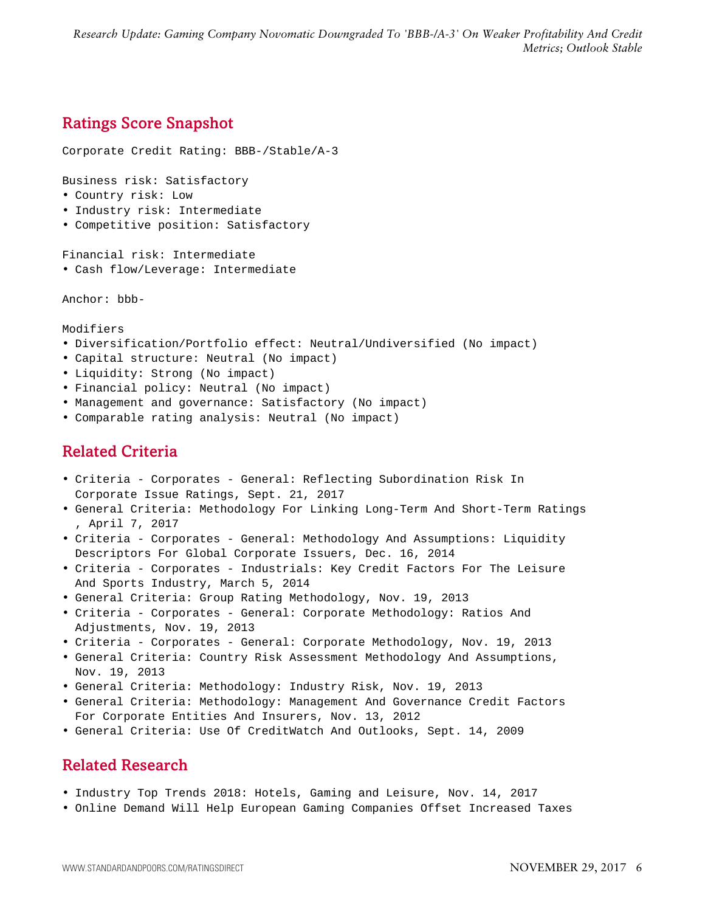## Ratings Score Snapshot

Corporate Credit Rating: BBB-/Stable/A-3

Business risk: Satisfactory
- Country risk: Low
- Industry risk: Intermediate
- Competitive position: Satisfactory

Financial risk: Intermediate
- Cash flow/Leverage: Intermediate

Anchor: bbb-

Modifiers
- Diversification/Portfolio effect: Neutral/Undiversified (No impact)
- Capital structure: Neutral (No impact)
- Liquidity: Strong (No impact)
- Financial policy: Neutral (No impact)
- Management and governance: Satisfactory (No impact)
- Comparable rating analysis: Neutral (No impact)

## Related Criteria

- Criteria - Corporates - General: Reflecting Subordination Risk In Corporate Issue Ratings, Sept. 21, 2017
- General Criteria: Methodology For Linking Long-Term And Short-Term Ratings , April 7, 2017
- Criteria - Corporates - General: Methodology And Assumptions: Liquidity Descriptors For Global Corporate Issuers, Dec. 16, 2014
- Criteria - Corporates - Industrials: Key Credit Factors For The Leisure And Sports Industry, March 5, 2014
- General Criteria: Group Rating Methodology, Nov. 19, 2013
- Criteria - Corporates - General: Corporate Methodology: Ratios And Adjustments, Nov. 19, 2013
- Criteria - Corporates - General: Corporate Methodology, Nov. 19, 2013
- General Criteria: Country Risk Assessment Methodology And Assumptions, Nov. 19, 2013
- General Criteria: Methodology: Industry Risk, Nov. 19, 2013
- General Criteria: Methodology: Management And Governance Credit Factors For Corporate Entities And Insurers, Nov. 13, 2012
- General Criteria: Use Of CreditWatch And Outlooks, Sept. 14, 2009

## Related Research

- Industry Top Trends 2018: Hotels, Gaming and Leisure, Nov. 14, 2017
- Online Demand Will Help European Gaming Companies Offset Increased Taxes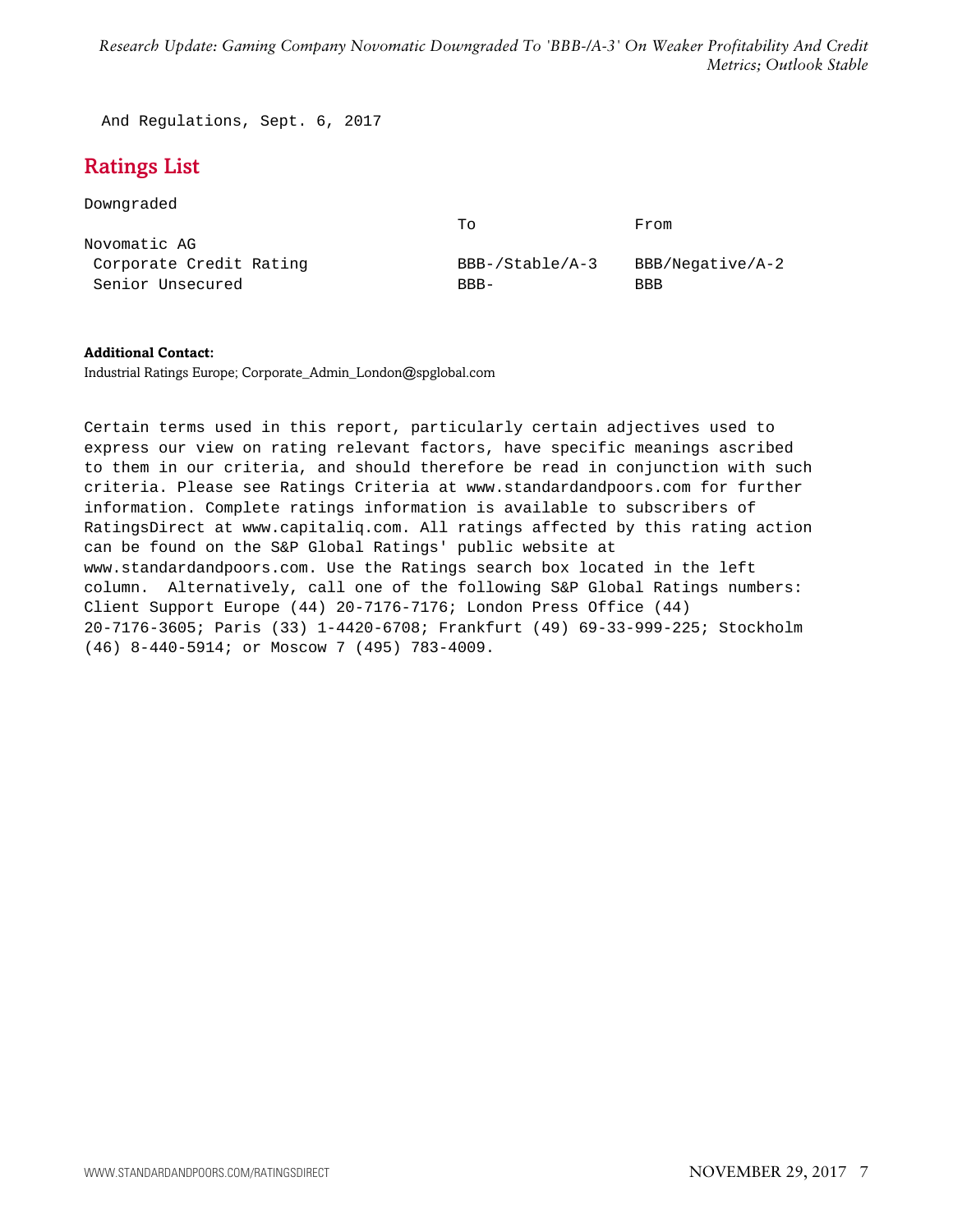And Regulations, Sept. 6, 2017

## Ratings List

Downgraded

| | To | From |
|---|---|---|
| Novomatic AG | | |
| Corporate Credit Rating | BBB-/Stable/A-3 | BBB/Negative/A-2 |
| Senior Unsecured | BBB- | BBB |

**Additional Contact:**
Industrial Ratings Europe; Corporate_Admin_London@spglobal.com

Certain terms used in this report, particularly certain adjectives used to express our view on rating relevant factors, have specific meanings ascribed to them in our criteria, and should therefore be read in conjunction with such criteria. Please see Ratings Criteria at www.standardandpoors.com for further information. Complete ratings information is available to subscribers of RatingsDirect at www.capitaliq.com. All ratings affected by this rating action can be found on the S&P Global Ratings' public website at www.standardandpoors.com. Use the Ratings search box located in the left column. Alternatively, call one of the following S&P Global Ratings numbers: Client Support Europe (44) 20-7176-7176; London Press Office (44) 20-7176-3605; Paris (33) 1-4420-6708; Frankfurt (49) 69-33-999-225; Stockholm (46) 8-440-5914; or Moscow 7 (495) 783-4009.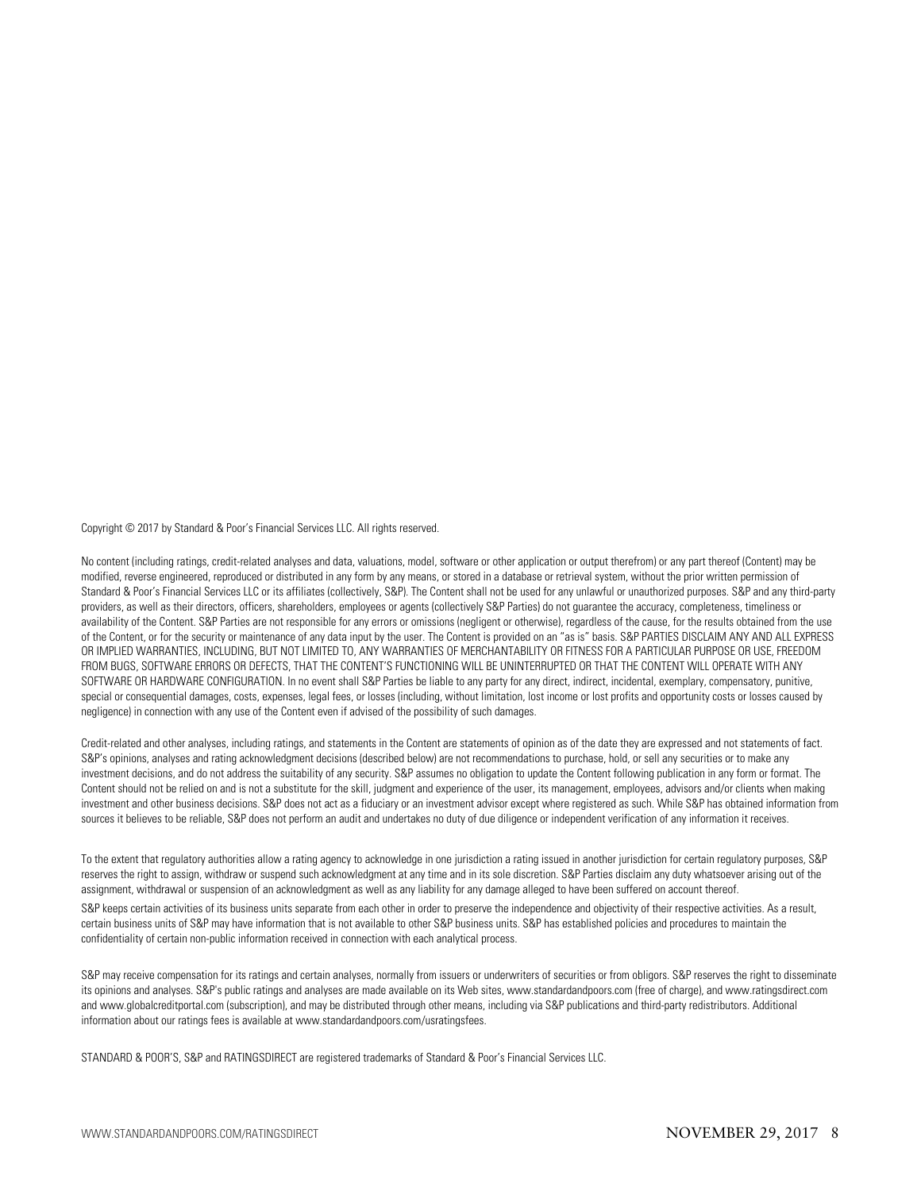Copyright © 2017 by Standard & Poor's Financial Services LLC. All rights reserved.

No content (including ratings, credit-related analyses and data, valuations, model, software or other application or output therefrom) or any part thereof (Content) may be modified, reverse engineered, reproduced or distributed in any form by any means, or stored in a database or retrieval system, without the prior written permission of Standard & Poor's Financial Services LLC or its affiliates (collectively, S&P). The Content shall not be used for any unlawful or unauthorized purposes. S&P and any third-party providers, as well as their directors, officers, shareholders, employees or agents (collectively S&P Parties) do not guarantee the accuracy, completeness, timeliness or availability of the Content. S&P Parties are not responsible for any errors or omissions (negligent or otherwise), regardless of the cause, for the results obtained from the use of the Content, or for the security or maintenance of any data input by the user. The Content is provided on an "as is" basis. S&P PARTIES DISCLAIM ANY AND ALL EXPRESS OR IMPLIED WARRANTIES, INCLUDING, BUT NOT LIMITED TO, ANY WARRANTIES OF MERCHANTABILITY OR FITNESS FOR A PARTICULAR PURPOSE OR USE, FREEDOM FROM BUGS, SOFTWARE ERRORS OR DEFECTS, THAT THE CONTENT'S FUNCTIONING WILL BE UNINTERRUPTED OR THAT THE CONTENT WILL OPERATE WITH ANY SOFTWARE OR HARDWARE CONFIGURATION. In no event shall S&P Parties be liable to any party for any direct, indirect, incidental, exemplary, compensatory, punitive, special or consequential damages, costs, expenses, legal fees, or losses (including, without limitation, lost income or lost profits and opportunity costs or losses caused by negligence) in connection with any use of the Content even if advised of the possibility of such damages.

Credit-related and other analyses, including ratings, and statements in the Content are statements of opinion as of the date they are expressed and not statements of fact. S&P's opinions, analyses and rating acknowledgment decisions (described below) are not recommendations to purchase, hold, or sell any securities or to make any investment decisions, and do not address the suitability of any security. S&P assumes no obligation to update the Content following publication in any form or format. The Content should not be relied on and is not a substitute for the skill, judgment and experience of the user, its management, employees, advisors and/or clients when making investment and other business decisions. S&P does not act as a fiduciary or an investment advisor except where registered as such. While S&P has obtained information from sources it believes to be reliable, S&P does not perform an audit and undertakes no duty of due diligence or independent verification of any information it receives.

To the extent that regulatory authorities allow a rating agency to acknowledge in one jurisdiction a rating issued in another jurisdiction for certain regulatory purposes, S&P reserves the right to assign, withdraw or suspend such acknowledgment at any time and in its sole discretion. S&P Parties disclaim any duty whatsoever arising out of the assignment, withdrawal or suspension of an acknowledgment as well as any liability for any damage alleged to have been suffered on account thereof.

S&P keeps certain activities of its business units separate from each other in order to preserve the independence and objectivity of their respective activities. As a result, certain business units of S&P may have information that is not available to other S&P business units. S&P has established policies and procedures to maintain the confidentiality of certain non-public information received in connection with each analytical process.

S&P may receive compensation for its ratings and certain analyses, normally from issuers or underwriters of securities or from obligors. S&P reserves the right to disseminate its opinions and analyses. S&P's public ratings and analyses are made available on its Web sites, www.standardandpoors.com (free of charge), and www.ratingsdirect.com and www.globalcreditportal.com (subscription), and may be distributed through other means, including via S&P publications and third-party redistributors. Additional information about our ratings fees is available at www.standardandpoors.com/usratingsfees.

STANDARD & POOR'S, S&P and RATINGSDIRECT are registered trademarks of Standard & Poor's Financial Services LLC.